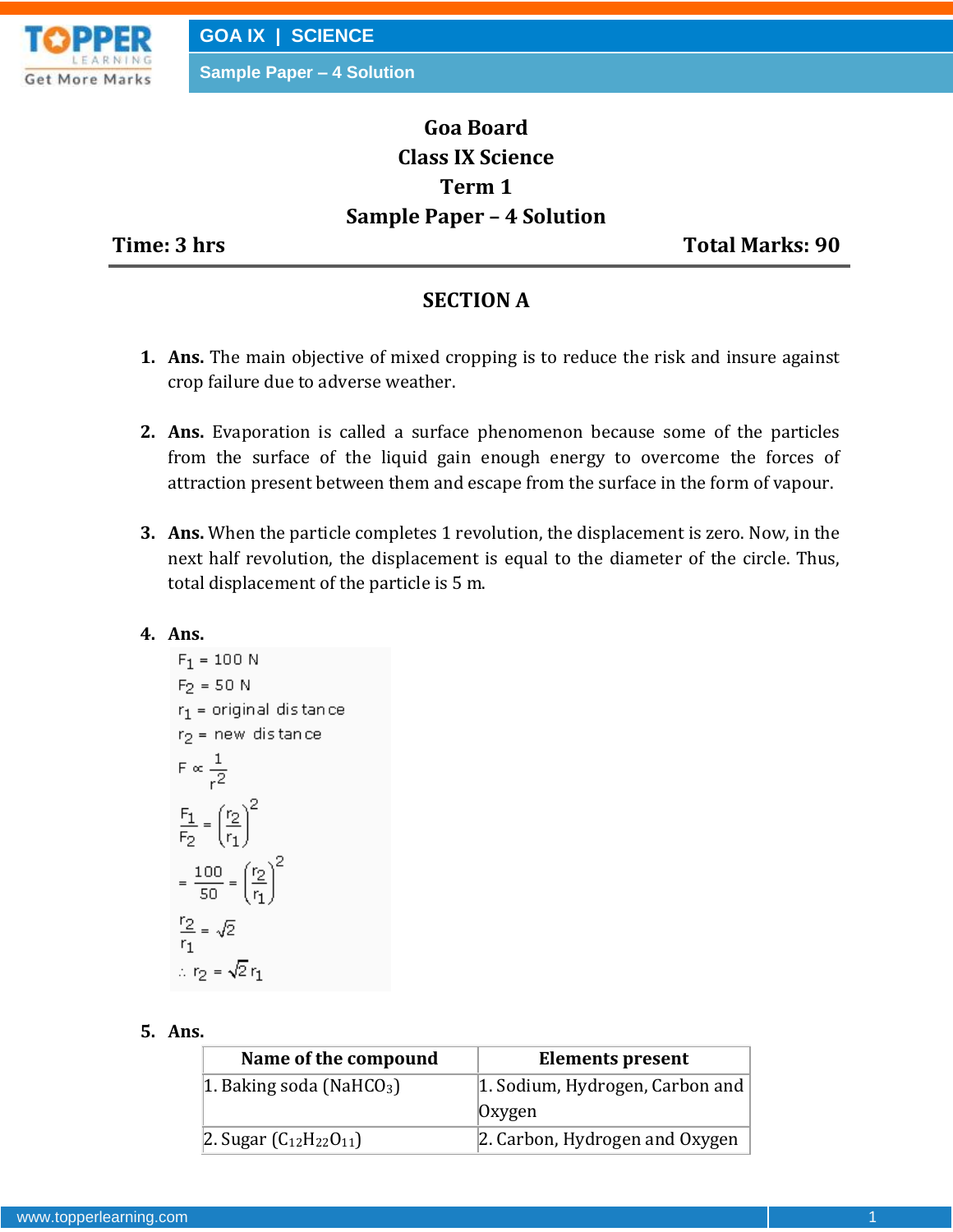# Goa Board
# Class IX Science
# Term 1
# Sample Paper – 4 Solution

**Time: 3 hrs** **Total Marks: 90**

## SECTION A

1. **Ans.** The main objective of mixed cropping is to reduce the risk and insure against crop failure due to adverse weather.

2. **Ans.** Evaporation is called a surface phenomenon because some of the particles from the surface of the liquid gain enough energy to overcome the forces of attraction present between them and escape from the surface in the form of vapour.

3. **Ans.** When the particle completes 1 revolution, the displacement is zero. Now, in the next half revolution, the displacement is equal to the diameter of the circle. Thus, total displacement of the particle is 5 m.

4. **Ans.**

$F_1 = 100\text{ N}$

$F_2 = 50\text{ N}$

$r_1 = \text{original distance}$

$r_2 = \text{new distance}$

$$F \propto \frac{1}{r^2}$$

$$\frac{F_1}{F_2} = \left(\frac{r_2}{r_1}\right)^2$$

$$= \frac{100}{50} = \left(\frac{r_2}{r_1}\right)^2$$

$$\frac{r_2}{r_1} = \sqrt{2}$$

$$\therefore r_2 = \sqrt{2}\, r_1$$

5. **Ans.**

| Name of the compound | Elements present |
|---|---|
| 1. Baking soda ($NaHCO_3$) | 1. Sodium, Hydrogen, Carbon and Oxygen |
| 2. Sugar ($C_{12}H_{22}O_{11}$) | 2. Carbon, Hydrogen and Oxygen |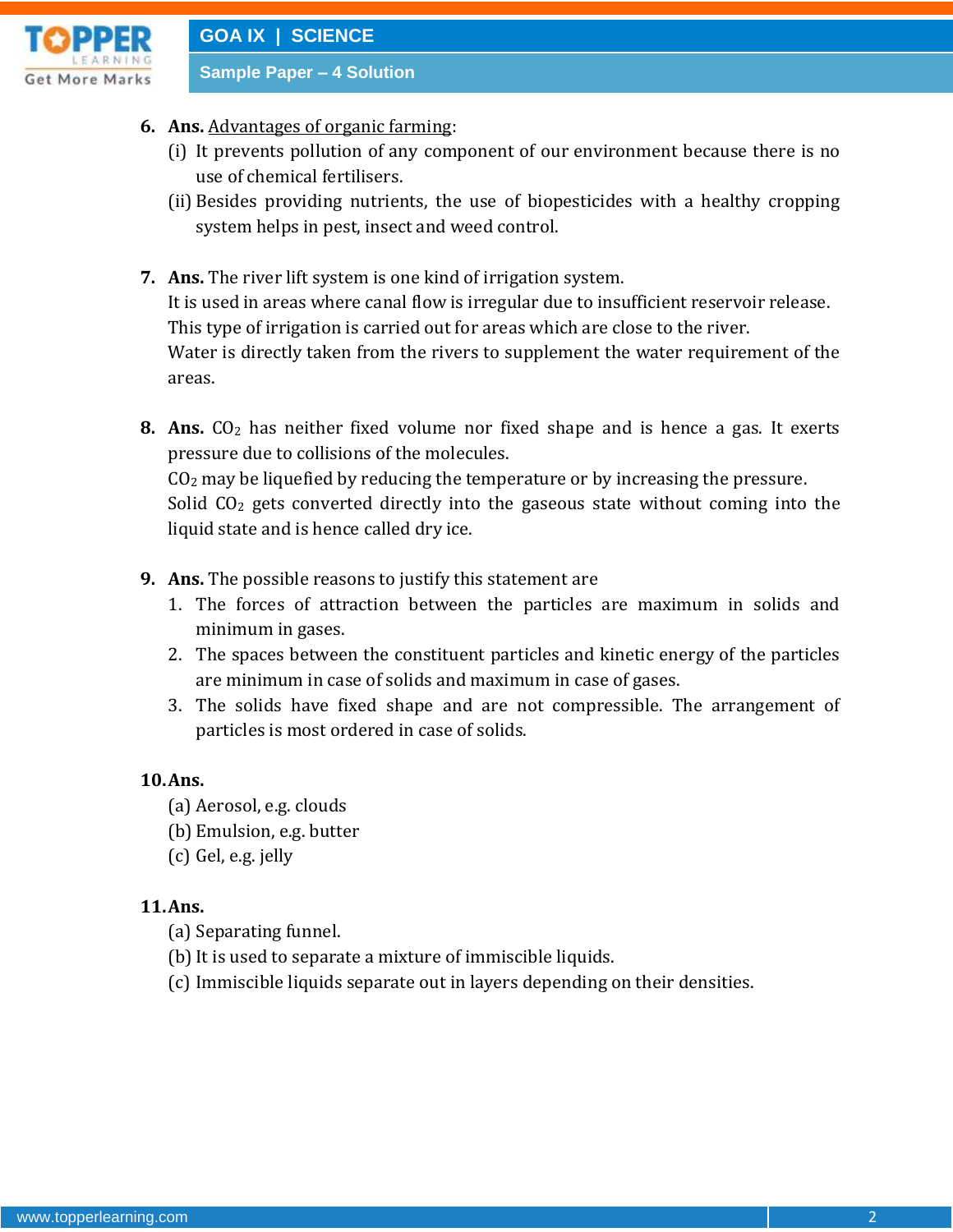**6. Ans.** <u>Advantages of organic farming</u>:

(i) It prevents pollution of any component of our environment because there is no use of chemical fertilisers.

(ii) Besides providing nutrients, the use of biopesticides with a healthy cropping system helps in pest, insect and weed control.

**7. Ans.** The river lift system is one kind of irrigation system.

It is used in areas where canal flow is irregular due to insufficient reservoir release.

This type of irrigation is carried out for areas which are close to the river.

Water is directly taken from the rivers to supplement the water requirement of the areas.

**8. Ans.** $CO_2$ has neither fixed volume nor fixed shape and is hence a gas. It exerts pressure due to collisions of the molecules.

$CO_2$ may be liquefied by reducing the temperature or by increasing the pressure.

Solid $CO_2$ gets converted directly into the gaseous state without coming into the liquid state and is hence called dry ice.

**9. Ans.** The possible reasons to justify this statement are

1. The forces of attraction between the particles are maximum in solids and minimum in gases.
2. The spaces between the constituent particles and kinetic energy of the particles are minimum in case of solids and maximum in case of gases.
3. The solids have fixed shape and are not compressible. The arrangement of particles is most ordered in case of solids.

**10. Ans.**

(a) Aerosol, e.g. clouds

(b) Emulsion, e.g. butter

(c) Gel, e.g. jelly

**11. Ans.**

(a) Separating funnel.

(b) It is used to separate a mixture of immiscible liquids.

(c) Immiscible liquids separate out in layers depending on their densities.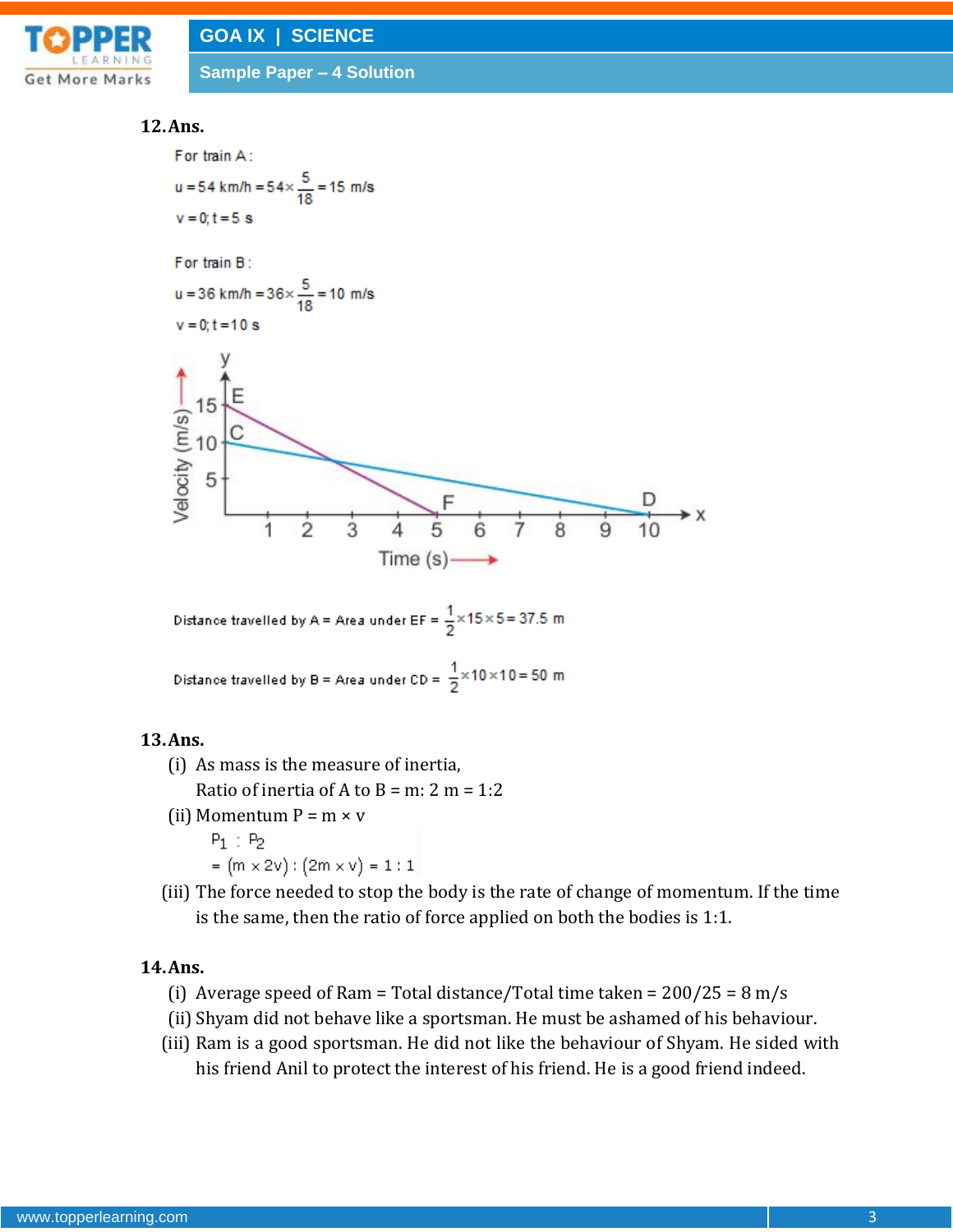**12. Ans.**

For train A:

$u = 54 \text{ km/h} = 54 \times \frac{5}{18} = 15 \text{ m/s}$

$v = 0; t = 5 \text{ s}$

For train B:

$u = 36 \text{ km/h} = 36 \times \frac{5}{18} = 10 \text{ m/s}$

$v = 0; t = 10 \text{ s}$

Distance travelled by A = Area under EF = $\frac{1}{2} \times 15 \times 5 = 37.5 \text{ m}$

Distance travelled by B = Area under CD = $\frac{1}{2} \times 10 \times 10 = 50 \text{ m}$

**13. Ans.**

(i) As mass is the measure of inertia,
Ratio of inertia of A to B = m: 2 m = 1:2

(ii) Momentum P = m × v

$P_1 : P_2$

$= (m \times 2v) : (2m \times v) = 1 : 1$

(iii) The force needed to stop the body is the rate of change of momentum. If the time is the same, then the ratio of force applied on both the bodies is 1:1.

**14. Ans.**

(i) Average speed of Ram = Total distance/Total time taken = 200/25 = 8 m/s

(ii) Shyam did not behave like a sportsman. He must be ashamed of his behaviour.

(iii) Ram is a good sportsman. He did not like the behaviour of Shyam. He sided with his friend Anil to protect the interest of his friend. He is a good friend indeed.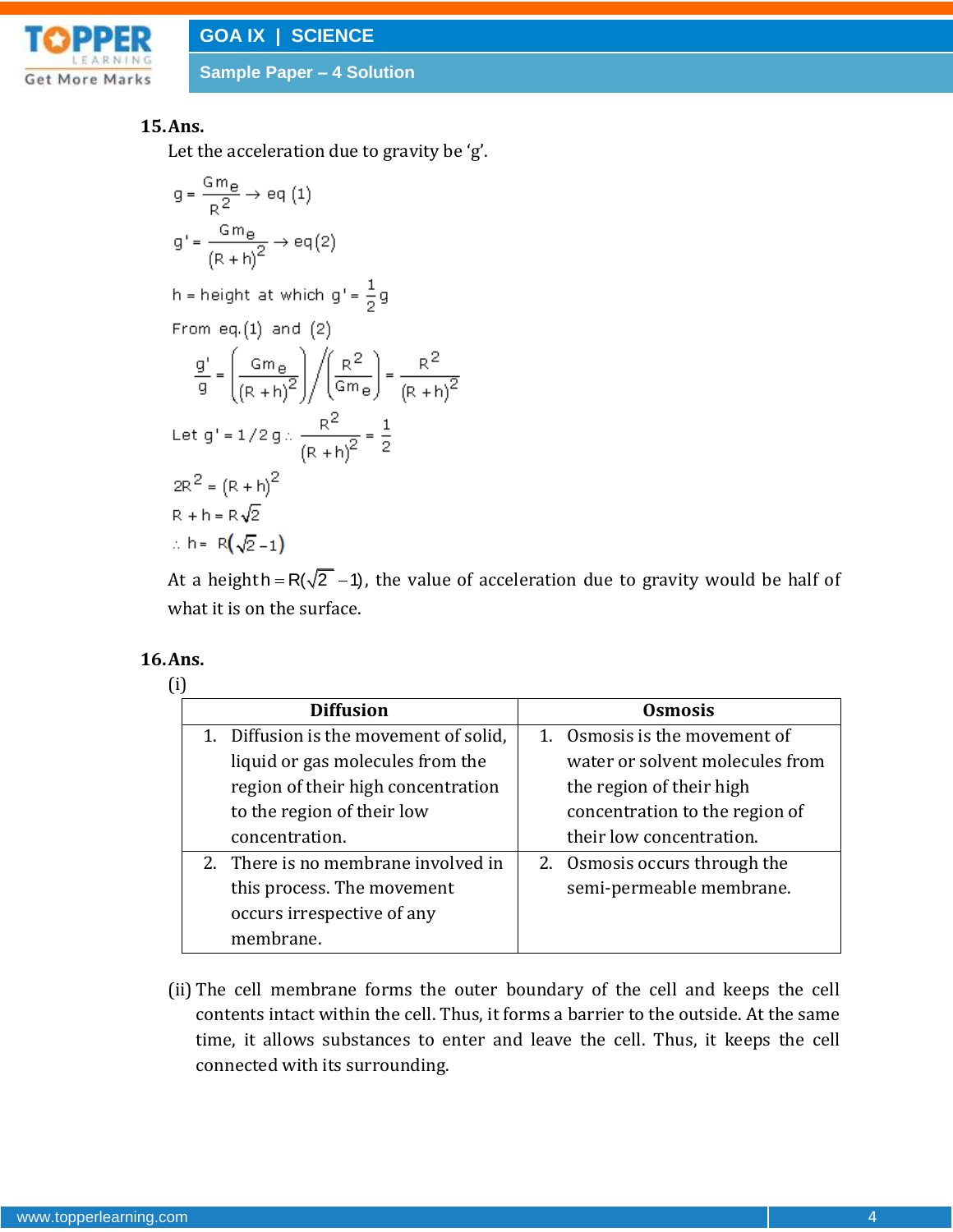**15. Ans.**

Let the acceleration due to gravity be 'g'.

$$g = \frac{Gm_e}{R^2} \rightarrow \text{eq (1)}$$

$$g' = \frac{Gm_e}{(R+h)^2} \rightarrow \text{eq(2)}$$

$h$ = height at which $g' = \frac{1}{2}g$

From eq.(1) and (2)

$$\frac{g'}{g} = \left(\frac{Gm_e}{(R+h)^2}\right) \Big/ \left(\frac{R^2}{Gm_e}\right) = \frac{R^2}{(R+h)^2}$$

Let $g' = 1/2\,g \therefore \frac{R^2}{(R+h)^2} = \frac{1}{2}$

$$2R^2 = (R+h)^2$$

$$R + h = R\sqrt{2}$$

$$\therefore h = R(\sqrt{2} - 1)$$

At a height $h = R(\sqrt{2} - 1)$, the value of acceleration due to gravity would be half of what it is on the surface.

**16. Ans.**

(i)

| Diffusion | Osmosis |
|---|---|
| 1. Diffusion is the movement of solid, liquid or gas molecules from the region of their high concentration to the region of their low concentration. | 1. Osmosis is the movement of water or solvent molecules from the region of their high concentration to the region of their low concentration. |
| 2. There is no membrane involved in this process. The movement occurs irrespective of any membrane. | 2. Osmosis occurs through the semi-permeable membrane. |

(ii) The cell membrane forms the outer boundary of the cell and keeps the cell contents intact within the cell. Thus, it forms a barrier to the outside. At the same time, it allows substances to enter and leave the cell. Thus, it keeps the cell connected with its surrounding.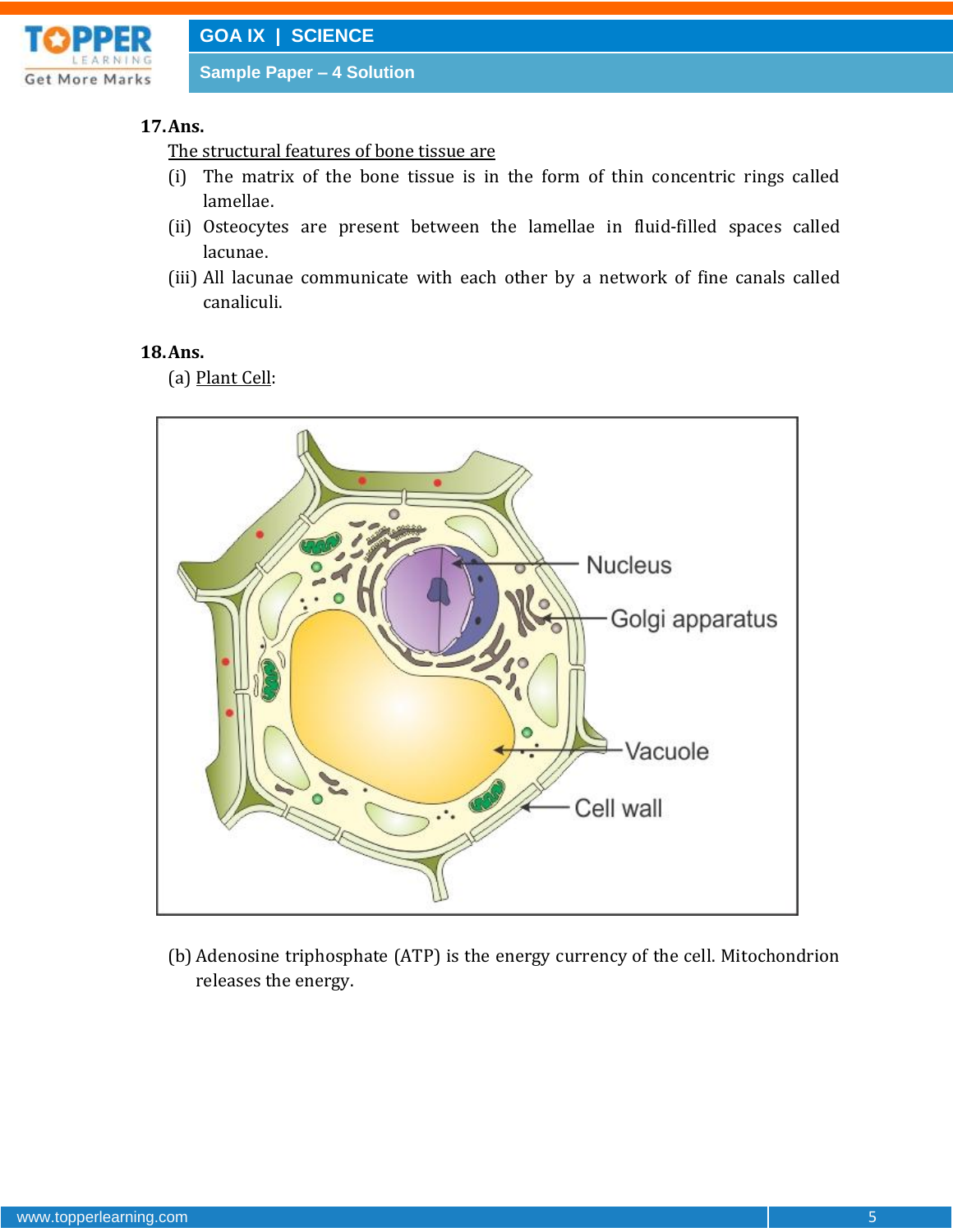**17. Ans.**

The structural features of bone tissue are

(i) The matrix of the bone tissue is in the form of thin concentric rings called lamellae.

(ii) Osteocytes are present between the lamellae in fluid-filled spaces called lacunae.

(iii) All lacunae communicate with each other by a network of fine canals called canaliculi.

**18. Ans.**

(a) Plant Cell:

Nucleus

Golgi apparatus

Vacuole

Cell wall

(b) Adenosine triphosphate (ATP) is the energy currency of the cell. Mitochondrion releases the energy.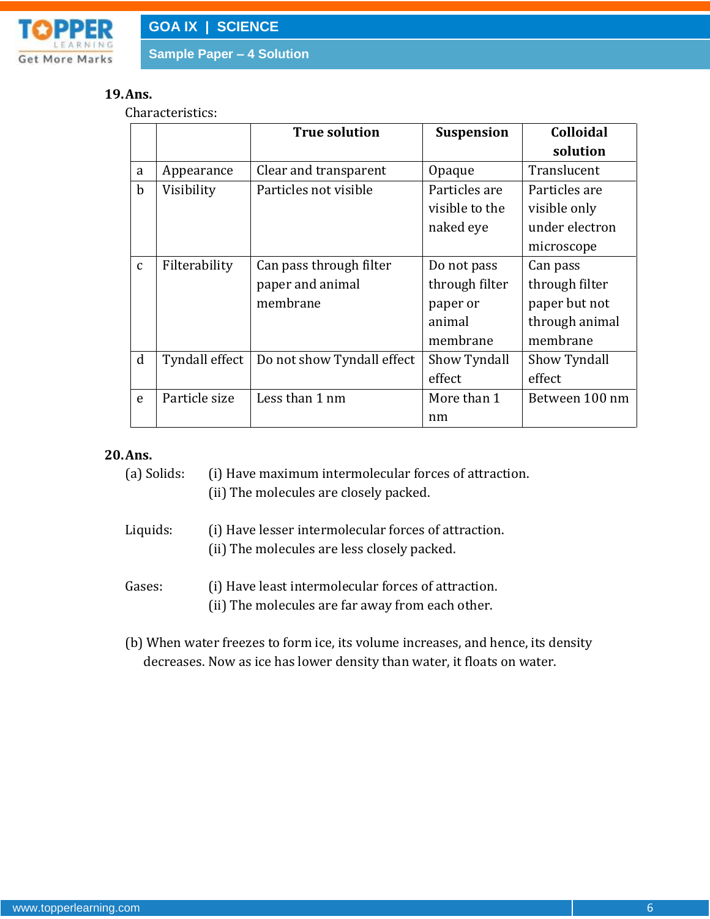**19. Ans.**

Characteristics:

| | | True solution | Suspension | Colloidal solution |
|---|---|---|---|---|
| a | Appearance | Clear and transparent | Opaque | Translucent |
| b | Visibility | Particles not visible | Particles are visible to the naked eye | Particles are visible only under electron microscope |
| c | Filterability | Can pass through filter paper and animal membrane | Do not pass through filter paper or animal membrane | Can pass through filter paper but not through animal membrane |
| d | Tyndall effect | Do not show Tyndall effect | Show Tyndall effect | Show Tyndall effect |
| e | Particle size | Less than 1 nm | More than 1 nm | Between 100 nm |

**20. Ans.**

(a) Solids: (i) Have maximum intermolecular forces of attraction.
(ii) The molecules are closely packed.

Liquids: (i) Have lesser intermolecular forces of attraction.
(ii) The molecules are less closely packed.

Gases: (i) Have least intermolecular forces of attraction.
(ii) The molecules are far away from each other.

(b) When water freezes to form ice, its volume increases, and hence, its density decreases. Now as ice has lower density than water, it floats on water.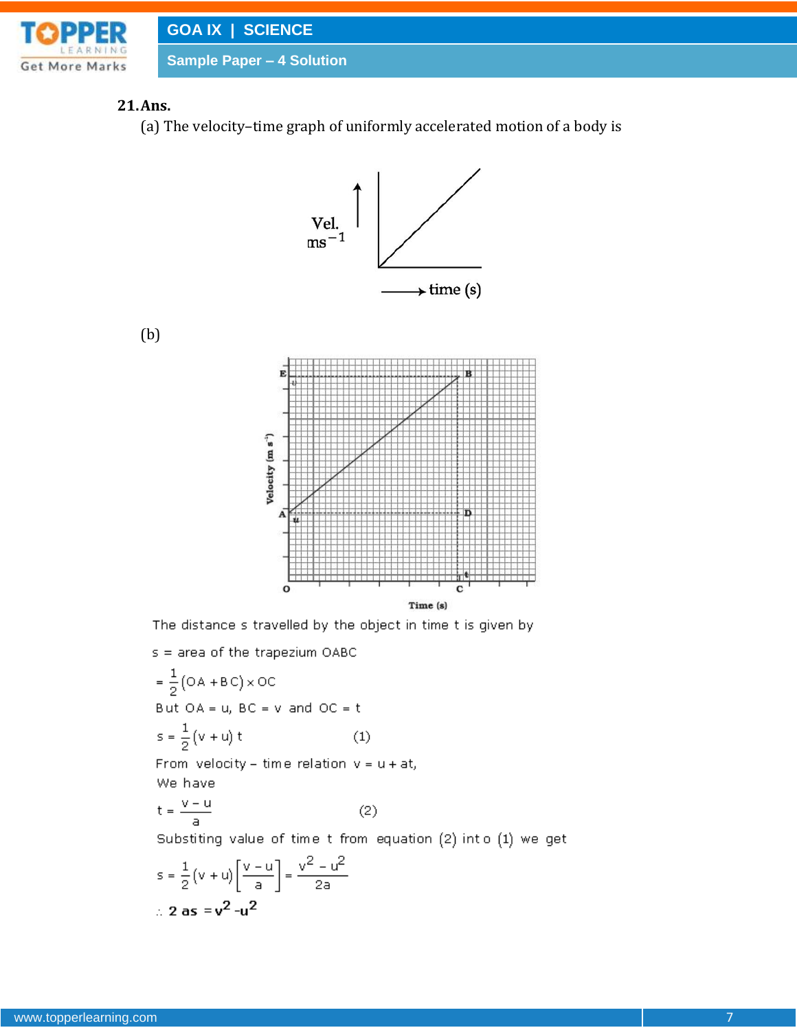**21. Ans.**

(a) The velocity–time graph of uniformly accelerated motion of a body is

(b)

The distance s travelled by the object in time t is given by

s = area of the trapezium OABC

$$= \frac{1}{2}(OA + BC) \times OC$$

But OA = u, BC = v and OC = t

$$s = \frac{1}{2}(v + u)\,t \qquad (1)$$

From velocity – time relation $v = u + at$,

We have

$$t = \frac{v - u}{a} \qquad (2)$$

Substiting value of time t from equation (2) into (1) we get

$$s = \frac{1}{2}(v + u)\left[\frac{v - u}{a}\right] = \frac{v^2 - u^2}{2a}$$

$\therefore$ **$2as = v^2 - u^2$**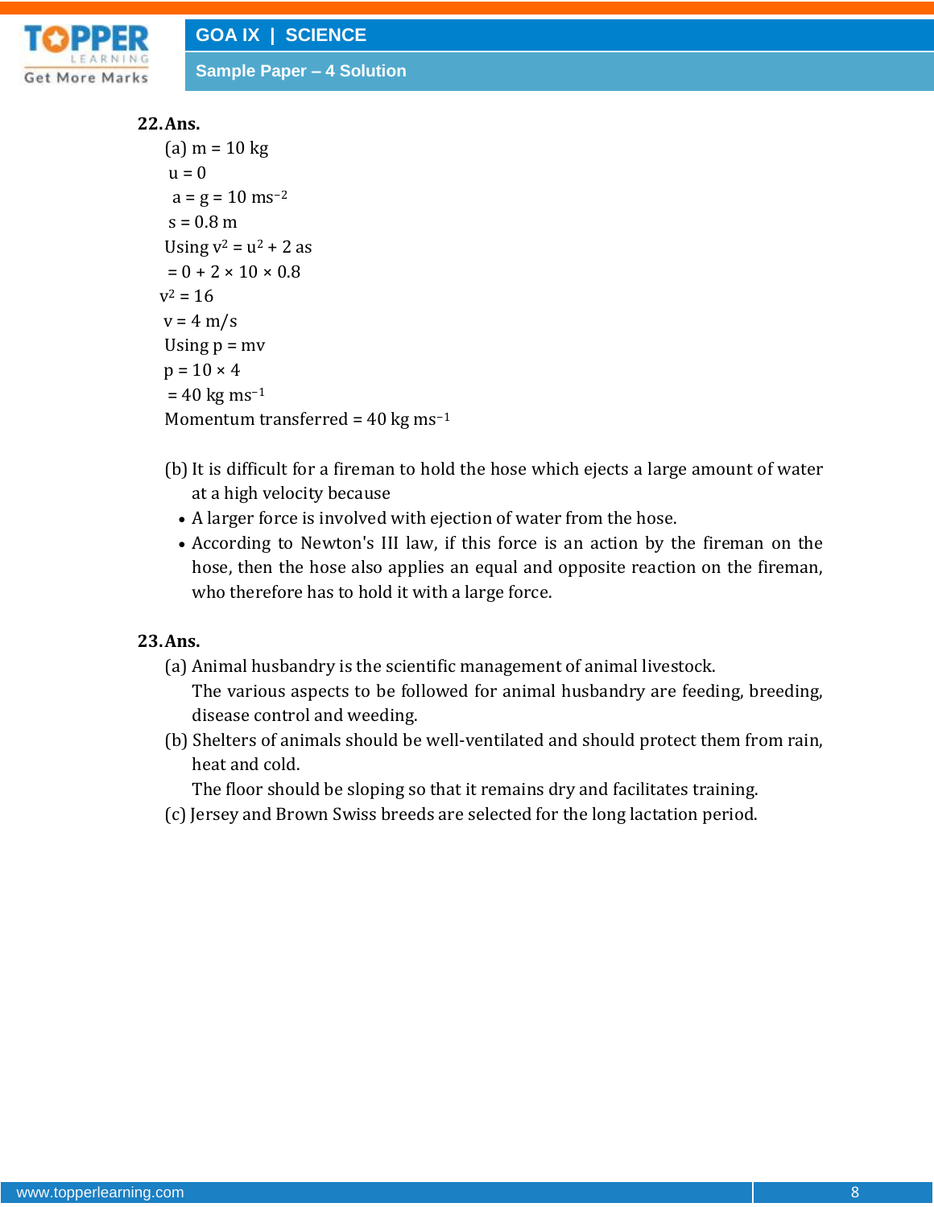**22. Ans.**

(a) $m = 10$ kg

$u = 0$

$a = g = 10\ ms^{-2}$

$s = 0.8$ m

Using $v^2 = u^2 + 2as$

$= 0 + 2 \times 10 \times 0.8$

$v^2 = 16$

$v = 4$ m/s

Using $p = mv$

$p = 10 \times 4$

$= 40\ kg\ ms^{-1}$

Momentum transferred $= 40\ kg\ ms^{-1}$

(b) It is difficult for a fireman to hold the hose which ejects a large amount of water at a high velocity because

- A larger force is involved with ejection of water from the hose.
- According to Newton's III law, if this force is an action by the fireman on the hose, then the hose also applies an equal and opposite reaction on the fireman, who therefore has to hold it with a large force.

**23. Ans.**

(a) Animal husbandry is the scientific management of animal livestock.
The various aspects to be followed for animal husbandry are feeding, breeding, disease control and weeding.

(b) Shelters of animals should be well-ventilated and should protect them from rain, heat and cold.
The floor should be sloping so that it remains dry and facilitates training.

(c) Jersey and Brown Swiss breeds are selected for the long lactation period.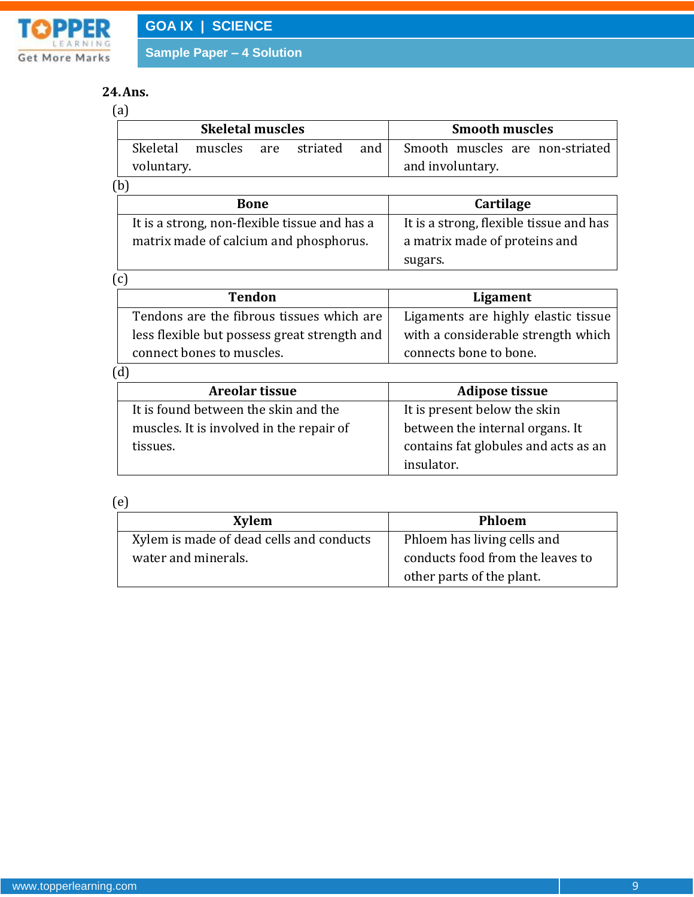**24. Ans.**

(a)

| Skeletal muscles | Smooth muscles |
|---|---|
| Skeletal muscles are striated and voluntary. | Smooth muscles are non-striated and involuntary. |

(b)

| Bone | Cartilage |
|---|---|
| It is a strong, non-flexible tissue and has a matrix made of calcium and phosphorus. | It is a strong, flexible tissue and has a matrix made of proteins and sugars. |

(c)

| Tendon | Ligament |
|---|---|
| Tendons are the fibrous tissues which are less flexible but possess great strength and connect bones to muscles. | Ligaments are highly elastic tissue with a considerable strength which connects bone to bone. |

(d)

| Areolar tissue | Adipose tissue |
|---|---|
| It is found between the skin and the muscles. It is involved in the repair of tissues. | It is present below the skin between the internal organs. It contains fat globules and acts as an insulator. |

(e)

| Xylem | Phloem |
|---|---|
| Xylem is made of dead cells and conducts water and minerals. | Phloem has living cells and conducts food from the leaves to other parts of the plant. |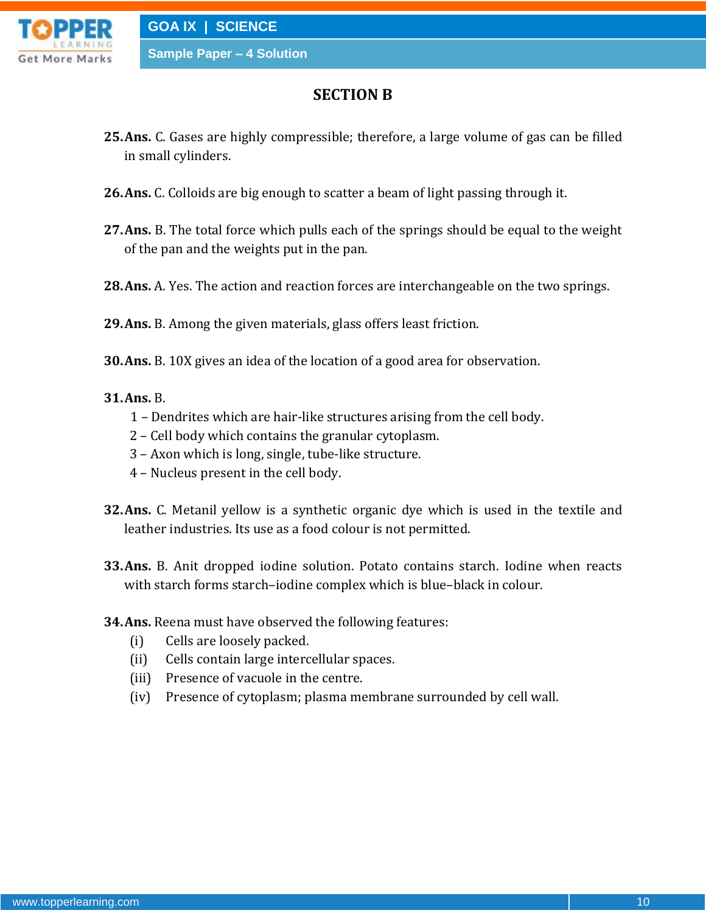## SECTION B

**25. Ans.** C. Gases are highly compressible; therefore, a large volume of gas can be filled in small cylinders.

**26. Ans.** C. Colloids are big enough to scatter a beam of light passing through it.

**27. Ans.** B. The total force which pulls each of the springs should be equal to the weight of the pan and the weights put in the pan.

**28. Ans.** A. Yes. The action and reaction forces are interchangeable on the two springs.

**29. Ans.** B. Among the given materials, glass offers least friction.

**30. Ans.** B. 10X gives an idea of the location of a good area for observation.

**31. Ans.** B.

1 – Dendrites which are hair-like structures arising from the cell body.
2 – Cell body which contains the granular cytoplasm.
3 – Axon which is long, single, tube-like structure.
4 – Nucleus present in the cell body.

**32. Ans.** C. Metanil yellow is a synthetic organic dye which is used in the textile and leather industries. Its use as a food colour is not permitted.

**33. Ans.** B. Anit dropped iodine solution. Potato contains starch. Iodine when reacts with starch forms starch–iodine complex which is blue–black in colour.

**34. Ans.** Reena must have observed the following features:

- (i) Cells are loosely packed.
- (ii) Cells contain large intercellular spaces.
- (iii) Presence of vacuole in the centre.
- (iv) Presence of cytoplasm; plasma membrane surrounded by cell wall.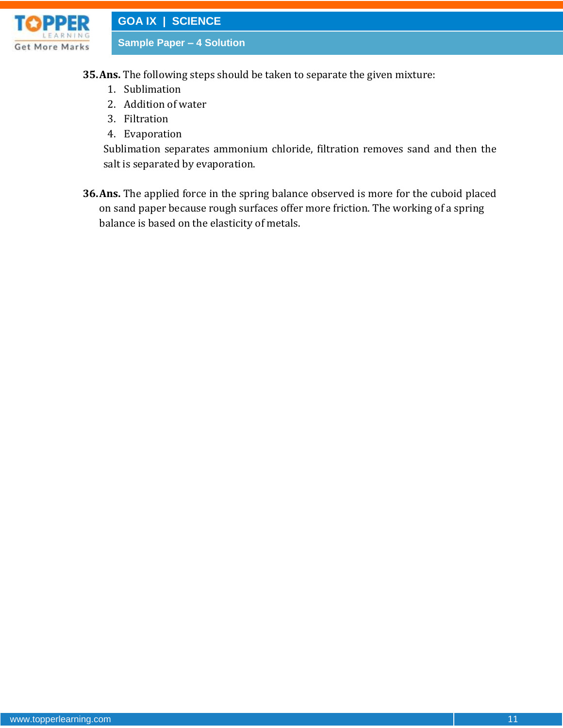**35. Ans.** The following steps should be taken to separate the given mixture:

1. Sublimation
2. Addition of water
3. Filtration
4. Evaporation

Sublimation separates ammonium chloride, filtration removes sand and then the salt is separated by evaporation.

**36. Ans.** The applied force in the spring balance observed is more for the cuboid placed on sand paper because rough surfaces offer more friction. The working of a spring balance is based on the elasticity of metals.